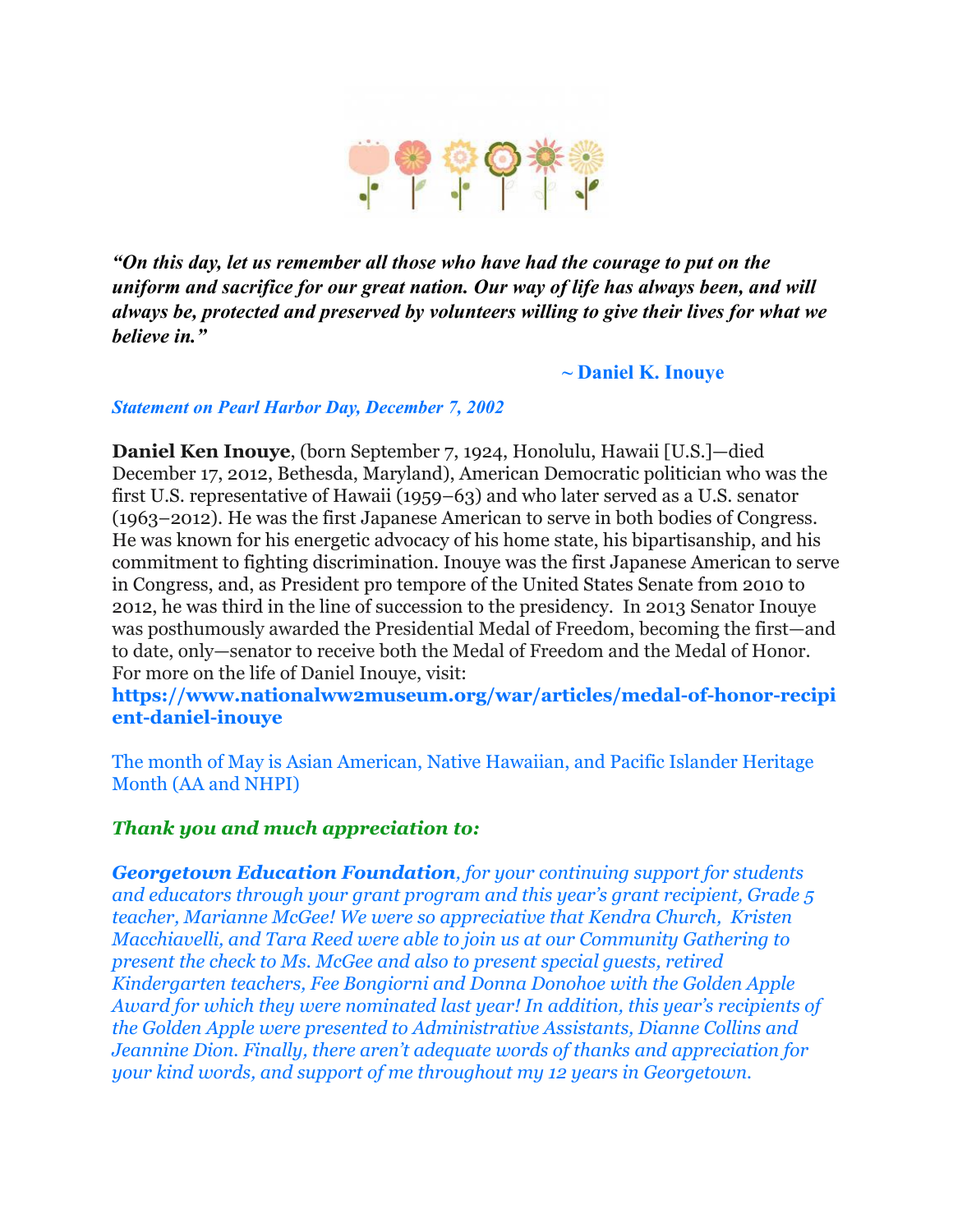***"On this day, let us remember all those who have had the courage to put on the uniform and sacrifice for our great nation. Our way of life has always been, and will always be, protected and preserved by volunteers willing to give their lives for what we believe in."***

**~ Daniel K. Inouye**

***Statement on Pearl Harbor Day, December 7, 2002***

**Daniel Ken Inouye**, (born September 7, 1924, Honolulu, Hawaii [U.S.]—died December 17, 2012, Bethesda, Maryland), American Democratic politician who was the first U.S. representative of Hawaii (1959–63) and who later served as a U.S. senator (1963–2012). He was the first Japanese American to serve in both bodies of Congress. He was known for his energetic advocacy of his home state, his bipartisanship, and his commitment to fighting discrimination. Inouye was the first Japanese American to serve in Congress, and, as President pro tempore of the United States Senate from 2010 to 2012, he was third in the line of succession to the presidency. In 2013 Senator Inouye was posthumously awarded the Presidential Medal of Freedom, becoming the first—and to date, only—senator to receive both the Medal of Freedom and the Medal of Honor. For more on the life of Daniel Inouye, visit: **https://www.nationalww2museum.org/war/articles/medal-of-honor-recipient-daniel-inouye**

The month of May is Asian American, Native Hawaiian, and Pacific Islander Heritage Month (AA and NHPI)

***Thank you and much appreciation to:***

***Georgetown Education Foundation**, for your continuing support for students and educators through your grant program and this year's grant recipient, Grade 5 teacher, Marianne McGee! We were so appreciative that Kendra Church, Kristen Macchiavelli, and Tara Reed were able to join us at our Community Gathering to present the check to Ms. McGee and also to present special guests, retired Kindergarten teachers, Fee Bongiorni and Donna Donohoe with the Golden Apple Award for which they were nominated last year! In addition, this year's recipients of the Golden Apple were presented to Administrative Assistants, Dianne Collins and Jeannine Dion. Finally, there aren't adequate words of thanks and appreciation for your kind words, and support of me throughout my 12 years in Georgetown.*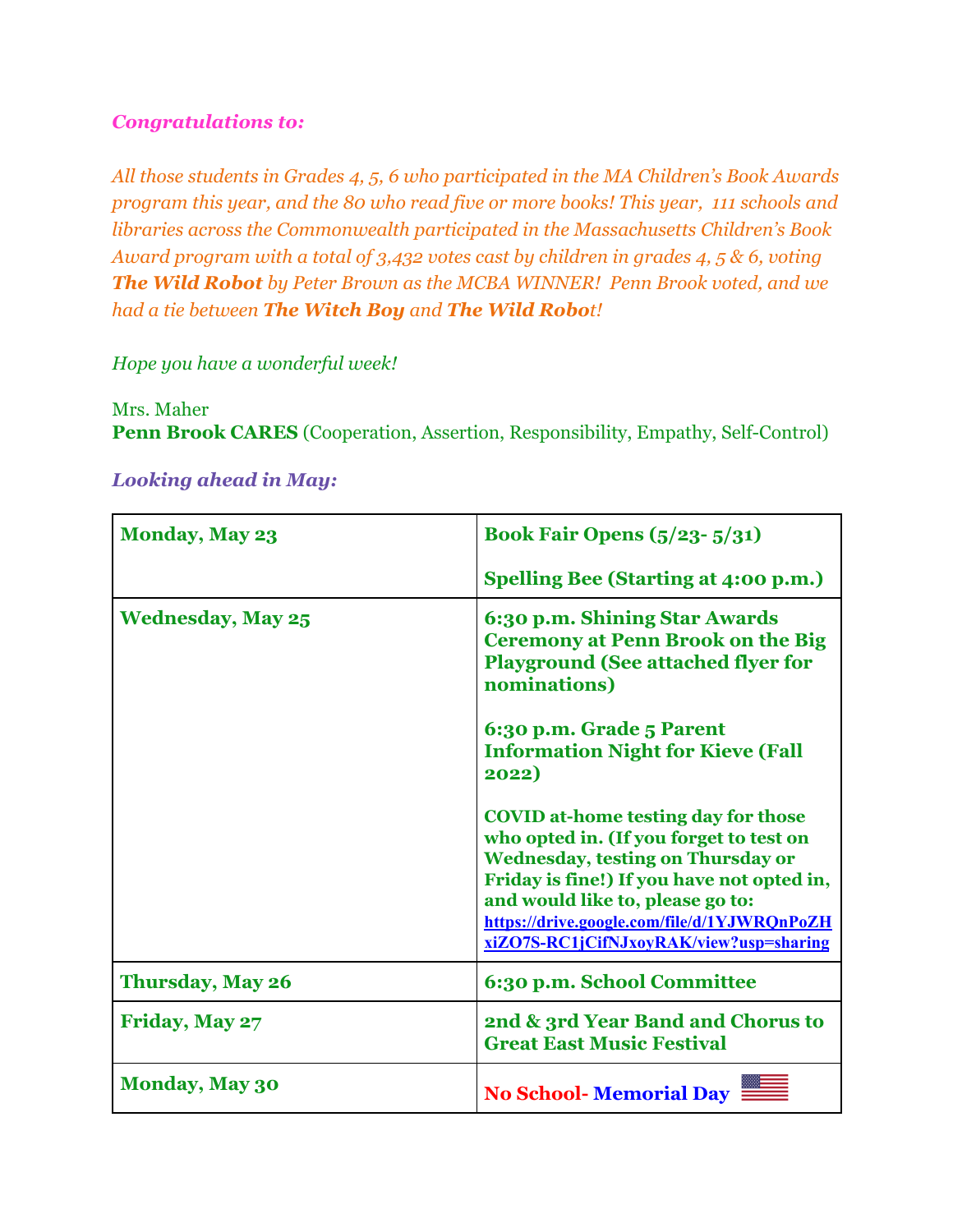***Congratulations to:***

*All those students in Grades 4, 5, 6 who participated in the MA Children's Book Awards program this year, and the 80 who read five or more books! This year, 111 schools and libraries across the Commonwealth participated in the Massachusetts Children's Book Award program with a total of 3,432 votes cast by children in grades 4, 5 & 6, voting* ***The Wild Robot*** *by Peter Brown as the MCBA WINNER! Penn Brook voted, and we had a tie between* ***The Witch Boy*** *and* ***The Wild Robot****!*

*Hope you have a wonderful week!*

Mrs. Maher
**Penn Brook CARES** (Cooperation, Assertion, Responsibility, Empathy, Self-Control)

***Looking ahead in May:***

| | |
|---|---|
| **Monday, May 23** | **Book Fair Opens (5/23- 5/31)**<br><br>**Spelling Bee (Starting at 4:00 p.m.)** |
| **Wednesday, May 25** | **6:30 p.m. Shining Star Awards Ceremony at Penn Brook on the Big Playground (See attached flyer for nominations)**<br><br>**6:30 p.m. Grade 5 Parent Information Night for Kieve (Fall 2022)**<br><br>**COVID at-home testing day for those who opted in. (If you forget to test on Wednesday, testing on Thursday or Friday is fine!) If you have not opted in, and would like to, please go to: https://drive.google.com/file/d/1YJWRQnPoZHxiZO7S-RC1jCifNJxoyRAK/view?usp=sharing** |
| **Thursday, May 26** | **6:30 p.m. School Committee** |
| **Friday, May 27** | **2nd & 3rd Year Band and Chorus to Great East Music Festival** |
| **Monday, May 30** | **No School- Memorial Day** |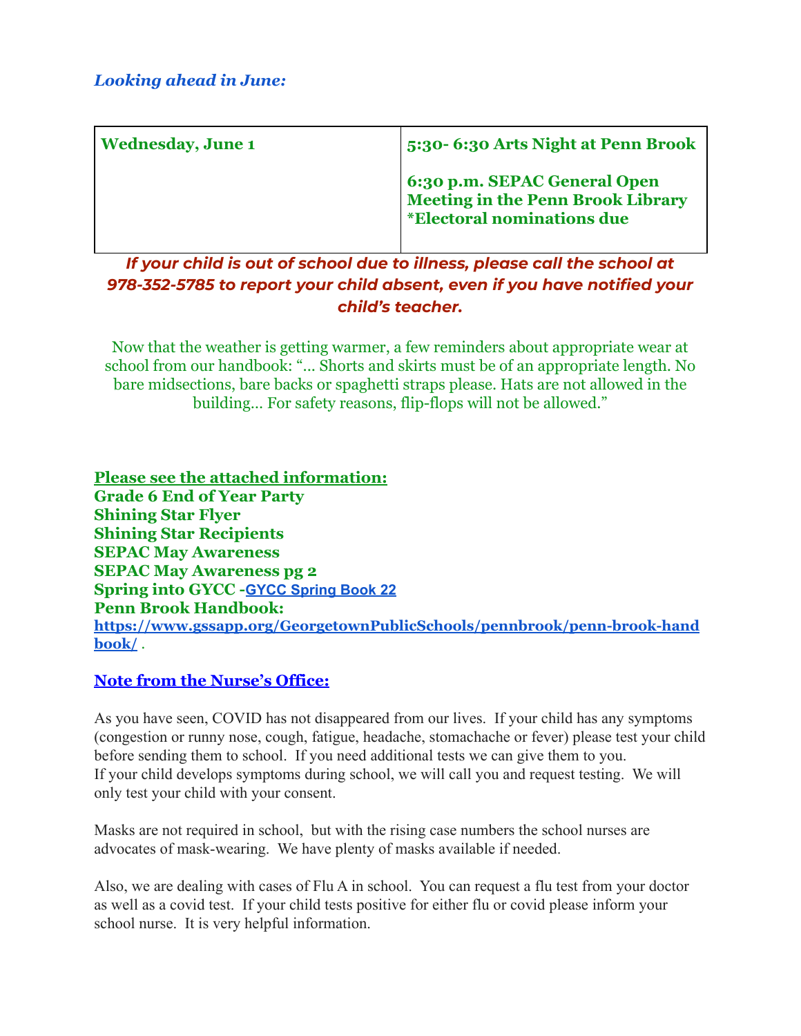*Looking ahead in June:*

| Wednesday, June 1 | 5:30- 6:30 Arts Night at Penn Brook<br><br>6:30 p.m. SEPAC General Open Meeting in the Penn Brook Library *Electoral nominations due |
|---|---|

***If your child is out of school due to illness, please call the school at 978-352-5785 to report your child absent, even if you have notified your child's teacher.***

Now that the weather is getting warmer, a few reminders about appropriate wear at school from our handbook: "... Shorts and skirts must be of an appropriate length. No bare midsections, bare backs or spaghetti straps please. Hats are not allowed in the building... For safety reasons, flip-flops will not be allowed."

**Please see the attached information:**
**Grade 6 End of Year Party**
**Shining Star Flyer**
**Shining Star Recipients**
**SEPAC May Awareness**
**SEPAC May Awareness pg 2**
**Spring into GYCC -GYCC Spring Book 22**
**Penn Brook Handbook:**
**https://www.gssapp.org/GeorgetownPublicSchools/pennbrook/penn-brook-handbook/** .

**Note from the Nurse's Office:**

As you have seen, COVID has not disappeared from our lives. If your child has any symptoms (congestion or runny nose, cough, fatigue, headache, stomachache or fever) please test your child before sending them to school. If you need additional tests we can give them to you. If your child develops symptoms during school, we will call you and request testing. We will only test your child with your consent.

Masks are not required in school, but with the rising case numbers the school nurses are advocates of mask-wearing. We have plenty of masks available if needed.

Also, we are dealing with cases of Flu A in school. You can request a flu test from your doctor as well as a covid test. If your child tests positive for either flu or covid please inform your school nurse. It is very helpful information.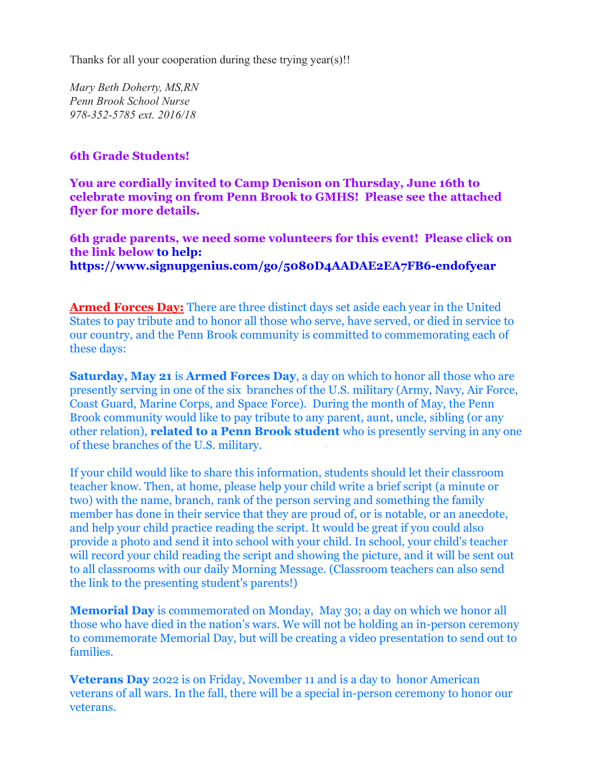Thanks for all your cooperation during these trying year(s)!!

*Mary Beth Doherty, MS,RN*
*Penn Brook School Nurse*
*978-352-5785 ext. 2016/18*

**6th Grade Students!**

**You are cordially invited to Camp Denison on Thursday, June 16th to celebrate moving on from Penn Brook to GMHS! Please see the attached flyer for more details.**

**6th grade parents, we need some volunteers for this event! Please click on the link below to help: https://www.signupgenius.com/go/5080D4AADAE2EA7FB6-endofyear**

**Armed Forces Day:** There are three distinct days set aside each year in the United States to pay tribute and to honor all those who serve, have served, or died in service to our country, and the Penn Brook community is committed to commemorating each of these days:

**Saturday, May 21** is **Armed Forces Day**, a day on which to honor all those who are presently serving in one of the six branches of the U.S. military (Army, Navy, Air Force, Coast Guard, Marine Corps, and Space Force). During the month of May, the Penn Brook community would like to pay tribute to any parent, aunt, uncle, sibling (or any other relation), **related to a Penn Brook student** who is presently serving in any one of these branches of the U.S. military.

If your child would like to share this information, students should let their classroom teacher know. Then, at home, please help your child write a brief script (a minute or two) with the name, branch, rank of the person serving and something the family member has done in their service that they are proud of, or is notable, or an anecdote, and help your child practice reading the script. It would be great if you could also provide a photo and send it into school with your child. In school, your child's teacher will record your child reading the script and showing the picture, and it will be sent out to all classrooms with our daily Morning Message. (Classroom teachers can also send the link to the presenting student's parents!)

**Memorial Day** is commemorated on Monday, May 30; a day on which we honor all those who have died in the nation's wars. We will not be holding an in-person ceremony to commemorate Memorial Day, but will be creating a video presentation to send out to families.

**Veterans Day** 2022 is on Friday, November 11 and is a day to honor American veterans of all wars. In the fall, there will be a special in-person ceremony to honor our veterans.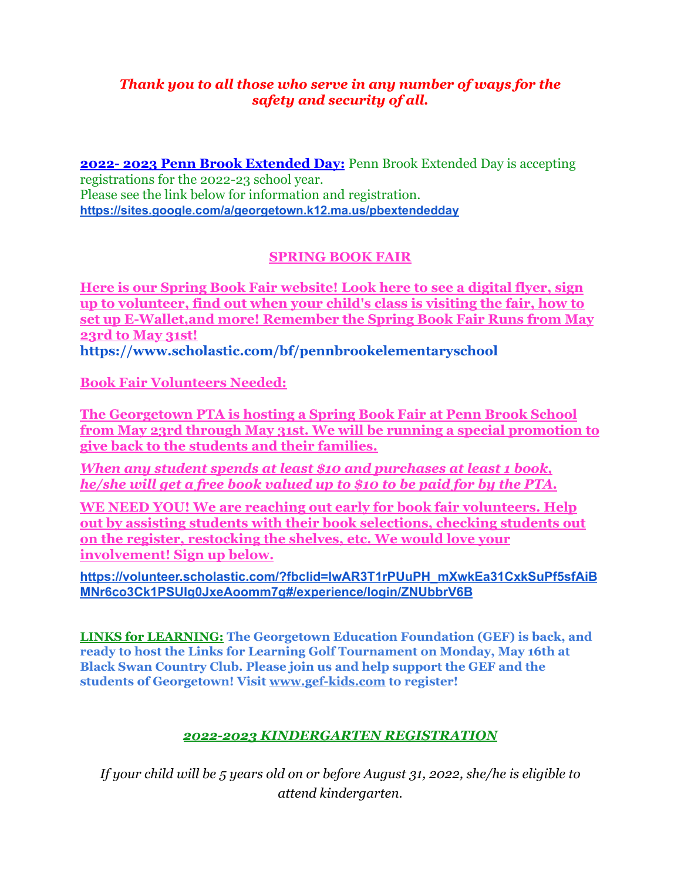***Thank you to all those who serve in any number of ways for the safety and security of all.***

**2022- 2023 Penn Brook Extended Day:** Penn Brook Extended Day is accepting registrations for the 2022-23 school year.
Please see the link below for information and registration.
**https://sites.google.com/a/georgetown.k12.ma.us/pbextendedday**

## SPRING BOOK FAIR

**Here is our Spring Book Fair website! Look here to see a digital flyer, sign up to volunteer, find out when your child's class is visiting the fair, how to set up E-Wallet,and more! Remember the Spring Book Fair Runs from May 23rd to May 31st!**
**https://www.scholastic.com/bf/pennbrookelementaryschool**

**Book Fair Volunteers Needed:**

**The Georgetown PTA is hosting a Spring Book Fair at Penn Brook School from May 23rd through May 31st. We will be running a special promotion to give back to the students and their families.**

***When any student spends at least $10 and purchases at least 1 book, he/she will get a free book valued up to $10 to be paid for by the PTA.***

**WE NEED YOU! We are reaching out early for book fair volunteers. Help out by assisting students with their book selections, checking students out on the register, restocking the shelves, etc. We would love your involvement! Sign up below.**

**https://volunteer.scholastic.com/?fbclid=IwAR3T1rPUuPH_mXwkEa31CxkSuPf5sfAiBMNr6co3Ck1PSUIg0JxeAoomm7g#/experience/login/ZNUbbrV6B**

**LINKS for LEARNING: The Georgetown Education Foundation (GEF) is back, and ready to host the Links for Learning Golf Tournament on Monday, May 16th at Black Swan Country Club. Please join us and help support the GEF and the students of Georgetown! Visit www.gef-kids.com to register!**

## *2022-2023 KINDERGARTEN REGISTRATION*

*If your child will be 5 years old on or before August 31, 2022, she/he is eligible to attend kindergarten.*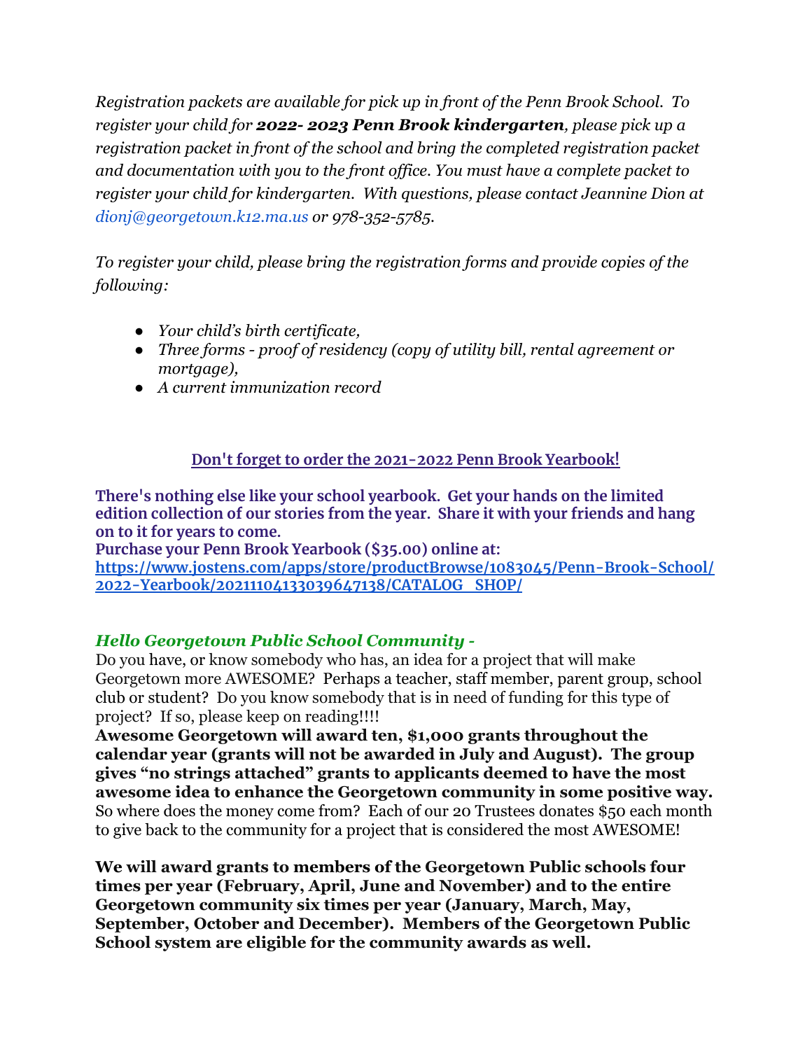*Registration packets are available for pick up in front of the Penn Brook School. To register your child for **2022- 2023 Penn Brook kindergarten**, please pick up a registration packet in front of the school and bring the completed registration packet and documentation with you to the front office. You must have a complete packet to register your child for kindergarten. With questions, please contact Jeannine Dion at dionj@georgetown.k12.ma.us or 978-352-5785.*

*To register your child, please bring the registration forms and provide copies of the following:*

- *Your child's birth certificate,*
- *Three forms - proof of residency (copy of utility bill, rental agreement or mortgage),*
- *A current immunization record*

**Don't forget to order the 2021-2022 Penn Brook Yearbook!**

**There's nothing else like your school yearbook. Get your hands on the limited edition collection of our stories from the year. Share it with your friends and hang on to it for years to come.**
**Purchase your Penn Brook Yearbook ($35.00) online at:**
**https://www.jostens.com/apps/store/productBrowse/1083045/Penn-Brook-School/2022-Yearbook/20211104133039647138/CATALOG_SHOP/**

***Hello Georgetown Public School Community -***

Do you have, or know somebody who has, an idea for a project that will make Georgetown more AWESOME? Perhaps a teacher, staff member, parent group, school club or student? Do you know somebody that is in need of funding for this type of project? If so, please keep on reading!!!!

**Awesome Georgetown will award ten, $1,000 grants throughout the calendar year (grants will not be awarded in July and August). The group gives "no strings attached" grants to applicants deemed to have the most awesome idea to enhance the Georgetown community in some positive way.** So where does the money come from? Each of our 20 Trustees donates $50 each month to give back to the community for a project that is considered the most AWESOME!

**We will award grants to members of the Georgetown Public schools four times per year (February, April, June and November) and to the entire Georgetown community six times per year (January, March, May, September, October and December). Members of the Georgetown Public School system are eligible for the community awards as well.**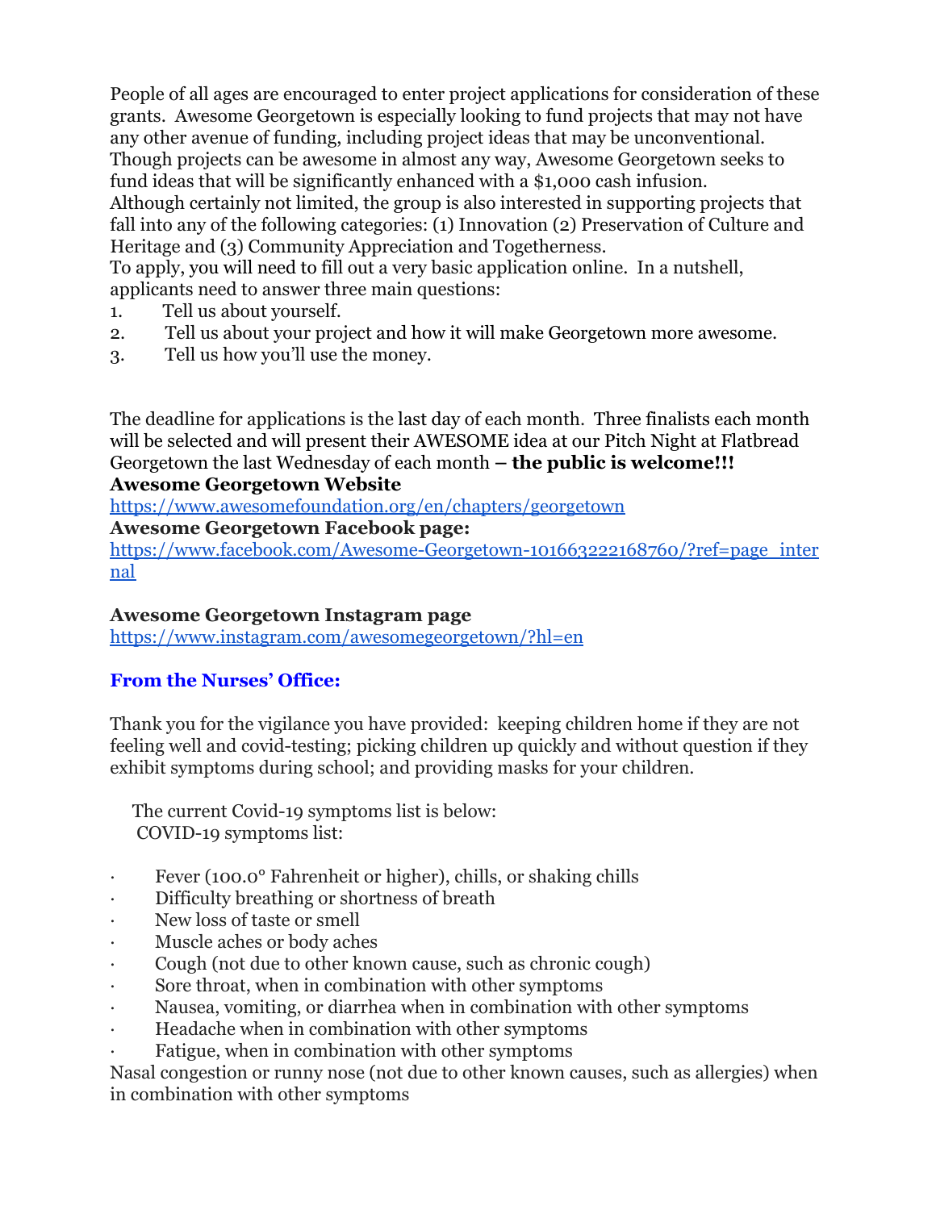People of all ages are encouraged to enter project applications for consideration of these grants. Awesome Georgetown is especially looking to fund projects that may not have any other avenue of funding, including project ideas that may be unconventional. Though projects can be awesome in almost any way, Awesome Georgetown seeks to fund ideas that will be significantly enhanced with a $1,000 cash infusion.

Although certainly not limited, the group is also interested in supporting projects that fall into any of the following categories: (1) Innovation (2) Preservation of Culture and Heritage and (3) Community Appreciation and Togetherness.

To apply, you will need to fill out a very basic application online. In a nutshell, applicants need to answer three main questions:

1. Tell us about yourself.
2. Tell us about your project and how it will make Georgetown more awesome.
3. Tell us how you'll use the money.

The deadline for applications is the last day of each month. Three finalists each month will be selected and will present their AWESOME idea at our Pitch Night at Flatbread Georgetown the last Wednesday of each month – **the public is welcome!!!**

**Awesome Georgetown Website**

https://www.awesomefoundation.org/en/chapters/georgetown

**Awesome Georgetown Facebook page:**

https://www.facebook.com/Awesome-Georgetown-101663222168760/?ref=page_internal

**Awesome Georgetown Instagram page**

https://www.instagram.com/awesomegeorgetown/?hl=en

## From the Nurses' Office:

Thank you for the vigilance you have provided: keeping children home if they are not feeling well and covid-testing; picking children up quickly and without question if they exhibit symptoms during school; and providing masks for your children.

The current Covid-19 symptoms list is below:
COVID-19 symptoms list:

- Fever (100.0° Fahrenheit or higher), chills, or shaking chills
- Difficulty breathing or shortness of breath
- New loss of taste or smell
- Muscle aches or body aches
- Cough (not due to other known cause, such as chronic cough)
- Sore throat, when in combination with other symptoms
- Nausea, vomiting, or diarrhea when in combination with other symptoms
- Headache when in combination with other symptoms
- Fatigue, when in combination with other symptoms

Nasal congestion or runny nose (not due to other known causes, such as allergies) when in combination with other symptoms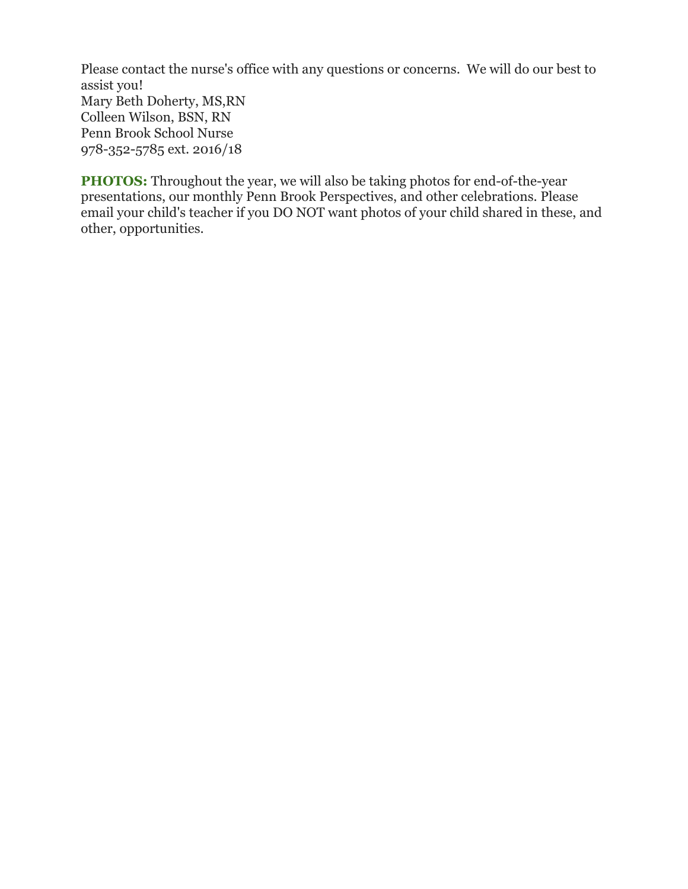Please contact the nurse's office with any questions or concerns.  We will do our best to assist you!
Mary Beth Doherty, MS,RN
Colleen Wilson, BSN, RN
Penn Brook School Nurse
978-352-5785 ext. 2016/18

**PHOTOS:** Throughout the year, we will also be taking photos for end-of-the-year presentations, our monthly Penn Brook Perspectives, and other celebrations. Please email your child's teacher if you DO NOT want photos of your child shared in these, and other, opportunities.